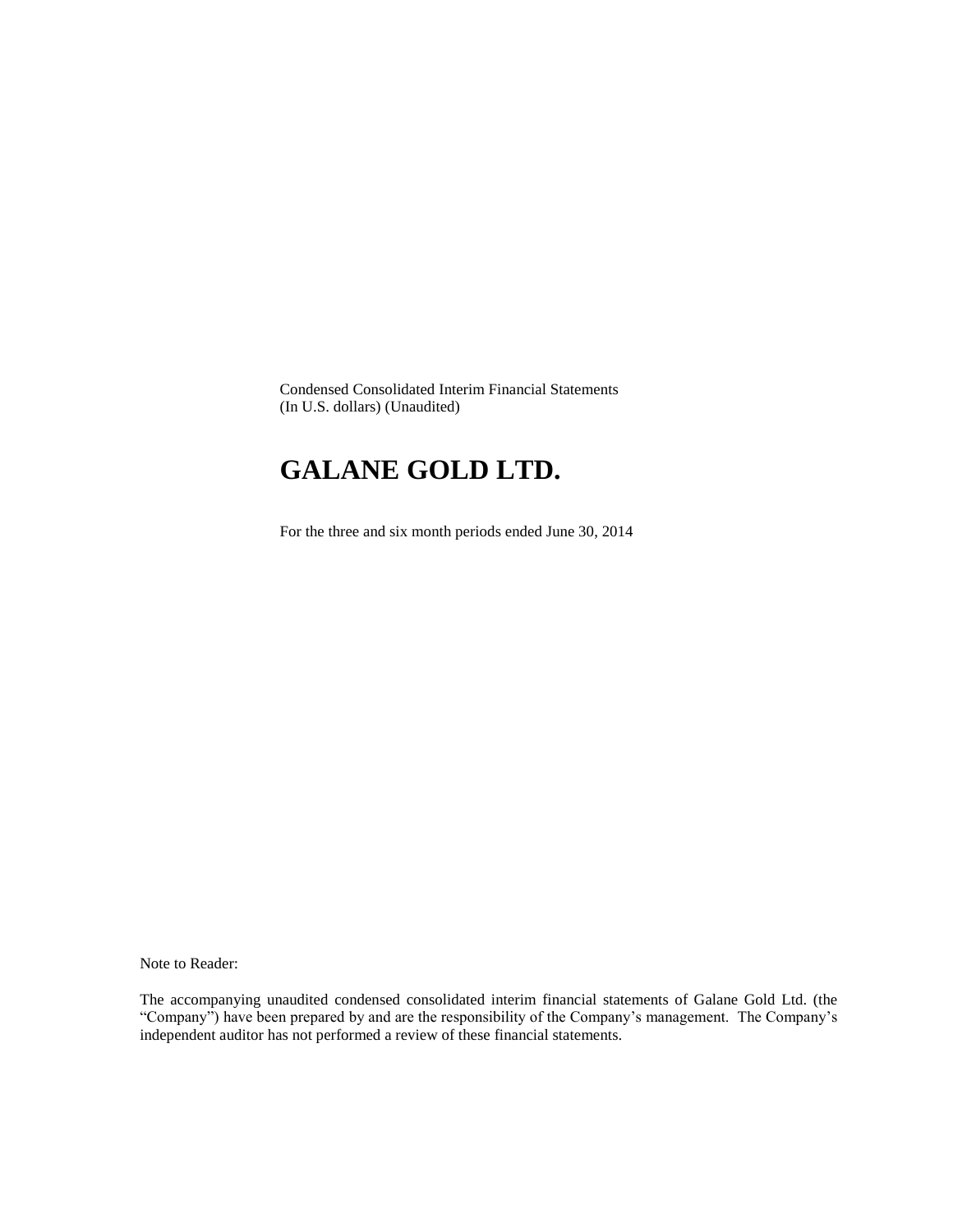Condensed Consolidated Interim Financial Statements
(In U.S. dollars) (Unaudited)

# GALANE GOLD LTD.

For the three and six month periods ended June 30, 2014

Note to Reader:

The accompanying unaudited condensed consolidated interim financial statements of Galane Gold Ltd. (the "Company") have been prepared by and are the responsibility of the Company's management. The Company's independent auditor has not performed a review of these financial statements.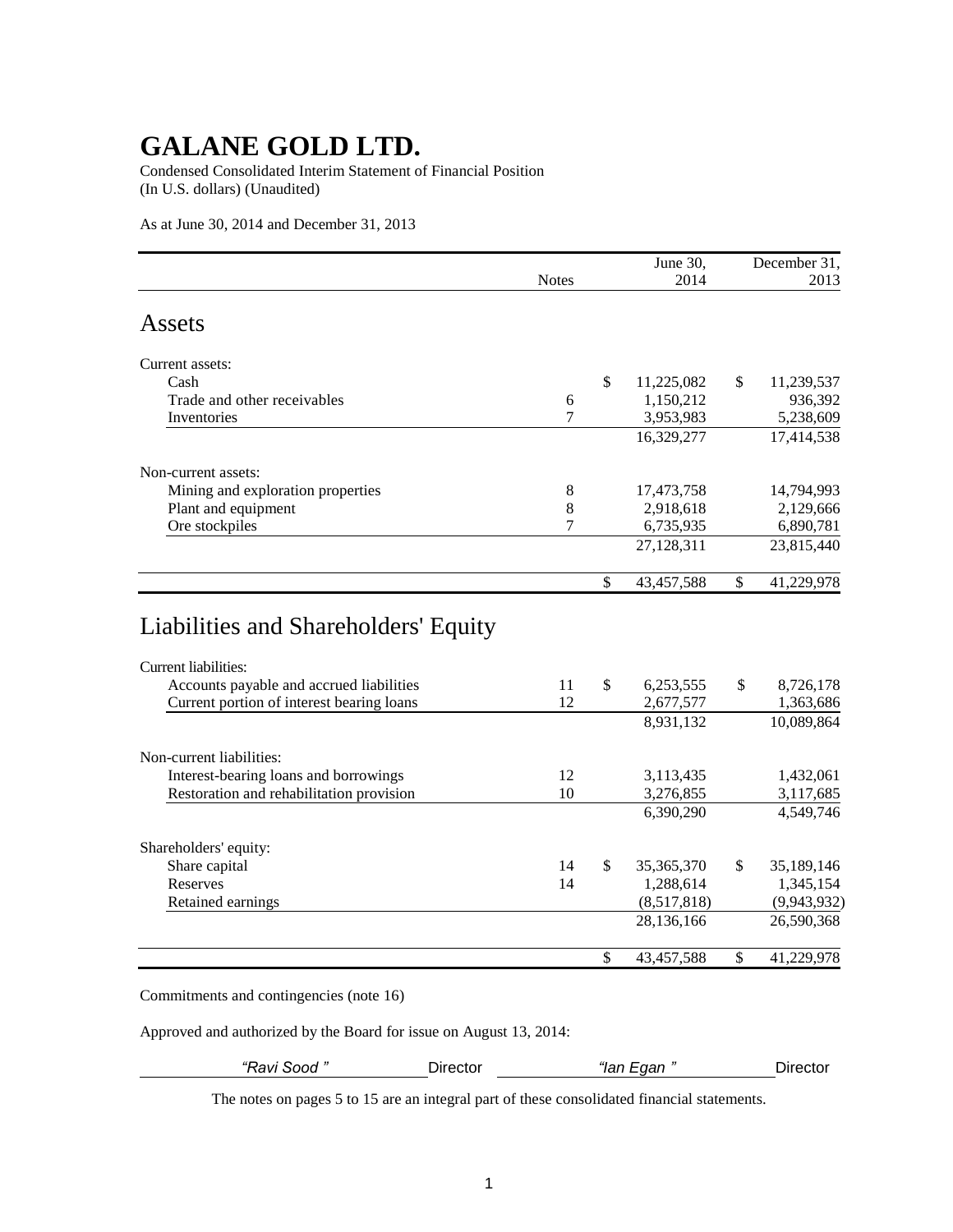# GALANE GOLD LTD.

Condensed Consolidated Interim Statement of Financial Position
(In U.S. dollars) (Unaudited)

As at June 30, 2014 and December 31, 2013

| | Notes | June 30, 2014 | December 31, 2013 |
|---|---|---|---|
| **Assets** | | | |
| Current assets: | | | |
| Cash | | $ 11,225,082 | $ 11,239,537 |
| Trade and other receivables | 6 | 1,150,212 | 936,392 |
| Inventories | 7 | 3,953,983 | 5,238,609 |
| | | 16,329,277 | 17,414,538 |
| Non-current assets: | | | |
| Mining and exploration properties | 8 | 17,473,758 | 14,794,993 |
| Plant and equipment | 8 | 2,918,618 | 2,129,666 |
| Ore stockpiles | 7 | 6,735,935 | 6,890,781 |
| | | 27,128,311 | 23,815,440 |
| | | $ 43,457,588 | $ 41,229,978 |
| **Liabilities and Shareholders' Equity** | | | |
| Current liabilities: | | | |
| Accounts payable and accrued liabilities | 11 | $ 6,253,555 | $ 8,726,178 |
| Current portion of interest bearing loans | 12 | 2,677,577 | 1,363,686 |
| | | 8,931,132 | 10,089,864 |
| Non-current liabilities: | | | |
| Interest-bearing loans and borrowings | 12 | 3,113,435 | 1,432,061 |
| Restoration and rehabilitation provision | 10 | 3,276,855 | 3,117,685 |
| | | 6,390,290 | 4,549,746 |
| Shareholders' equity: | | | |
| Share capital | 14 | $ 35,365,370 | $ 35,189,146 |
| Reserves | 14 | 1,288,614 | 1,345,154 |
| Retained earnings | | (8,517,818) | (9,943,932) |
| | | 28,136,166 | 26,590,368 |
| | | $ 43,457,588 | $ 41,229,978 |

Commitments and contingencies (note 16)

Approved and authorized by the Board for issue on August 13, 2014:

*"Ravi Sood"* Director *"Ian Egan"* Director

The notes on pages 5 to 15 are an integral part of these consolidated financial statements.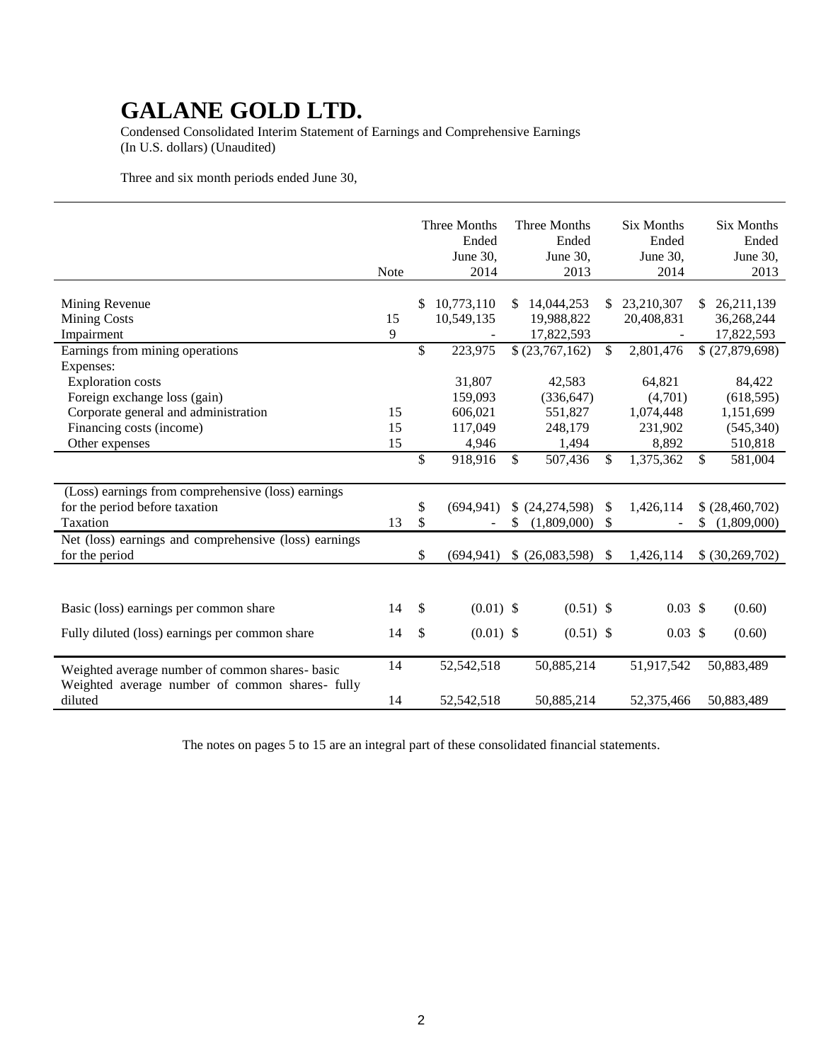# GALANE GOLD LTD.

Condensed Consolidated Interim Statement of Earnings and Comprehensive Earnings
(In U.S. dollars) (Unaudited)

Three and six month periods ended June 30,

| | Note | Three Months Ended June 30, 2014 | Three Months Ended June 30, 2013 | Six Months Ended June 30, 2014 | Six Months Ended June 30, 2013 |
|---|---|---|---|---|---|
| Mining Revenue | | $ 10,773,110 | $ 14,044,253 | $ 23,210,307 | $ 26,211,139 |
| Mining Costs | 15 | 10,549,135 | 19,988,822 | 20,408,831 | 36,268,244 |
| Impairment | 9 | - | 17,822,593 | - | 17,822,593 |
| Earnings from mining operations | | $ 223,975 | $ (23,767,162) | $ 2,801,476 | $ (27,879,698) |
| Expenses: | | | | | |
| Exploration costs | | 31,807 | 42,583 | 64,821 | 84,422 |
| Foreign exchange loss (gain) | | 159,093 | (336,647) | (4,701) | (618,595) |
| Corporate general and administration | 15 | 606,021 | 551,827 | 1,074,448 | 1,151,699 |
| Financing costs (income) | 15 | 117,049 | 248,179 | 231,902 | (545,340) |
| Other expenses | 15 | 4,946 | 1,494 | 8,892 | 510,818 |
| | | $ 918,916 | $ 507,436 | $ 1,375,362 | $ 581,004 |
| (Loss) earnings from comprehensive (loss) earnings for the period before taxation | | $ (694,941) | $ (24,274,598) | $ 1,426,114 | $ (28,460,702) |
| Taxation | 13 | $ - | $ (1,809,000) | $ - | $ (1,809,000) |
| Net (loss) earnings and comprehensive (loss) earnings for the period | | $ (694,941) | $ (26,083,598) | $ 1,426,114 | $ (30,269,702) |
| Basic (loss) earnings per common share | 14 | $ (0.01) | $ (0.51) | $ 0.03 | $ (0.60) |
| Fully diluted (loss) earnings per common share | 14 | $ (0.01) | $ (0.51) | $ 0.03 | $ (0.60) |
| Weighted average number of common shares- basic | 14 | 52,542,518 | 50,885,214 | 51,917,542 | 50,883,489 |
| Weighted average number of common shares- fully diluted | 14 | 52,542,518 | 50,885,214 | 52,375,466 | 50,883,489 |

The notes on pages 5 to 15 are an integral part of these consolidated financial statements.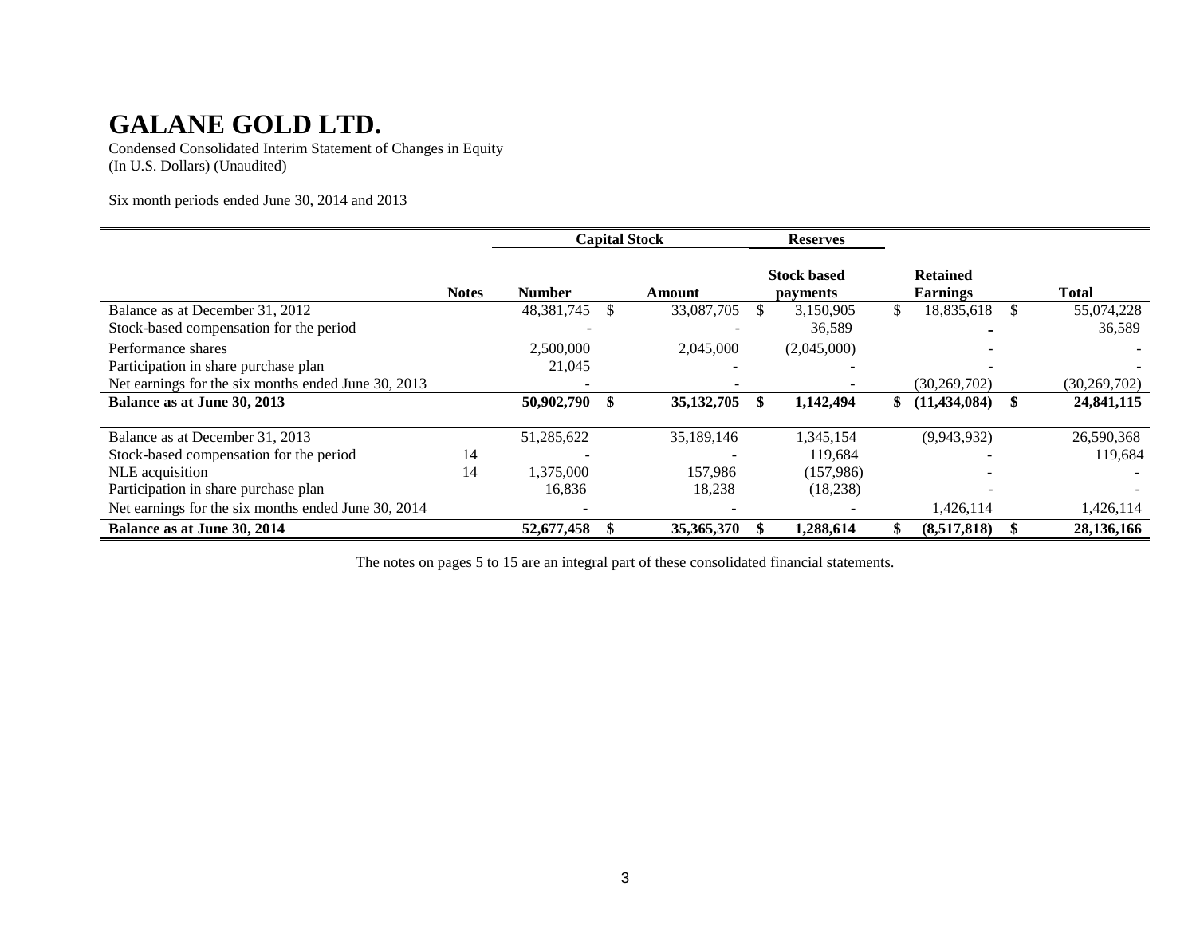# GALANE GOLD LTD.

Condensed Consolidated Interim Statement of Changes in Equity
(In U.S. Dollars) (Unaudited)

Six month periods ended June 30, 2014 and 2013

| | | Capital Stock | | Reserves | | |
|---|---|---|---|---|---|---|
| | Notes | Number | Amount | Stock based payments | Retained Earnings | Total |
| Balance as at December 31, 2012 | | 48,381,745 | $ 33,087,705 | $ 3,150,905 | $ 18,835,618 | $ 55,074,228 |
| Stock-based compensation for the period | | - | - | 36,589 | - | 36,589 |
| Performance shares | | 2,500,000 | 2,045,000 | (2,045,000) | - | - |
| Participation in share purchase plan | | 21,045 | - | - | - | - |
| Net earnings for the six months ended June 30, 2013 | | - | - | - | (30,269,702) | (30,269,702) |
| **Balance as at June 30, 2013** | | **50,902,790** | **$ 35,132,705** | **$ 1,142,494** | **$ (11,434,084)** | **$ 24,841,115** |
| Balance as at December 31, 2013 | | 51,285,622 | 35,189,146 | 1,345,154 | (9,943,932) | 26,590,368 |
| Stock-based compensation for the period | 14 | - | - | 119,684 | - | 119,684 |
| NLE acquisition | 14 | 1,375,000 | 157,986 | (157,986) | - | - |
| Participation in share purchase plan | | 16,836 | 18,238 | (18,238) | - | - |
| Net earnings for the six months ended June 30, 2014 | | - | - | - | 1,426,114 | 1,426,114 |
| **Balance as at June 30, 2014** | | **52,677,458** | **$ 35,365,370** | **$ 1,288,614** | **$ (8,517,818)** | **$ 28,136,166** |

The notes on pages 5 to 15 are an integral part of these consolidated financial statements.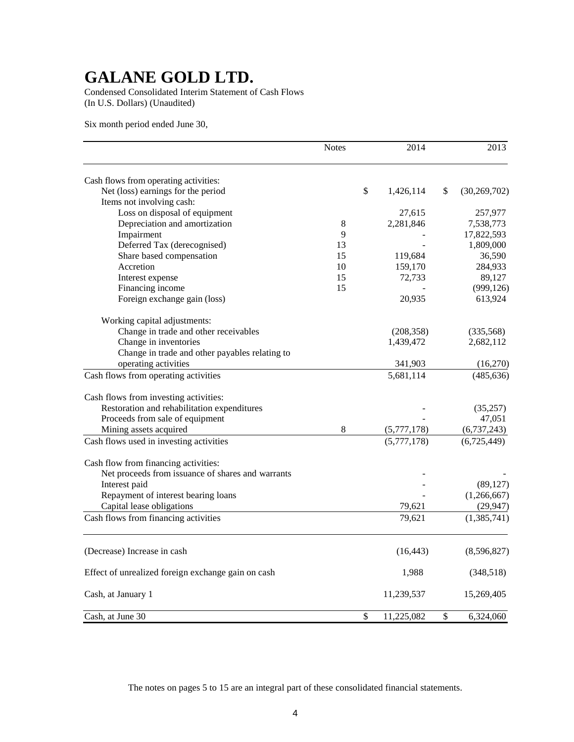# GALANE GOLD LTD.

Condensed Consolidated Interim Statement of Cash Flows
(In U.S. Dollars) (Unaudited)

Six month period ended June 30,

| | Notes | 2014 | 2013 |
|---|---|---|---|
| Cash flows from operating activities: | | | |
| Net (loss) earnings for the period | | $ 1,426,114 | $ (30,269,702) |
| Items not involving cash: | | | |
| Loss on disposal of equipment | | 27,615 | 257,977 |
| Depreciation and amortization | 8 | 2,281,846 | 7,538,773 |
| Impairment | 9 | - | 17,822,593 |
| Deferred Tax (derecognised) | 13 | - | 1,809,000 |
| Share based compensation | 15 | 119,684 | 36,590 |
| Accretion | 10 | 159,170 | 284,933 |
| Interest expense | 15 | 72,733 | 89,127 |
| Financing income | 15 | - | (999,126) |
| Foreign exchange gain (loss) | | 20,935 | 613,924 |
| Working capital adjustments: | | | |
| Change in trade and other receivables | | (208,358) | (335,568) |
| Change in inventories | | 1,439,472 | 2,682,112 |
| Change in trade and other payables relating to operating activities | | 341,903 | (16,270) |
| Cash flows from operating activities | | 5,681,114 | (485,636) |
| Cash flows from investing activities: | | | |
| Restoration and rehabilitation expenditures | | - | (35,257) |
| Proceeds from sale of equipment | | - | 47,051 |
| Mining assets acquired | 8 | (5,777,178) | (6,737,243) |
| Cash flows used in investing activities | | (5,777,178) | (6,725,449) |
| Cash flow from financing activities: | | | |
| Net proceeds from issuance of shares and warrants | | - | - |
| Interest paid | | - | (89,127) |
| Repayment of interest bearing loans | | - | (1,266,667) |
| Capital lease obligations | | 79,621 | (29,947) |
| Cash flows from financing activities | | 79,621 | (1,385,741) |
| (Decrease) Increase in cash | | (16,443) | (8,596,827) |
| Effect of unrealized foreign exchange gain on cash | | 1,988 | (348,518) |
| Cash, at January 1 | | 11,239,537 | 15,269,405 |
| Cash, at June 30 | | $ 11,225,082 | $ 6,324,060 |

The notes on pages 5 to 15 are an integral part of these consolidated financial statements.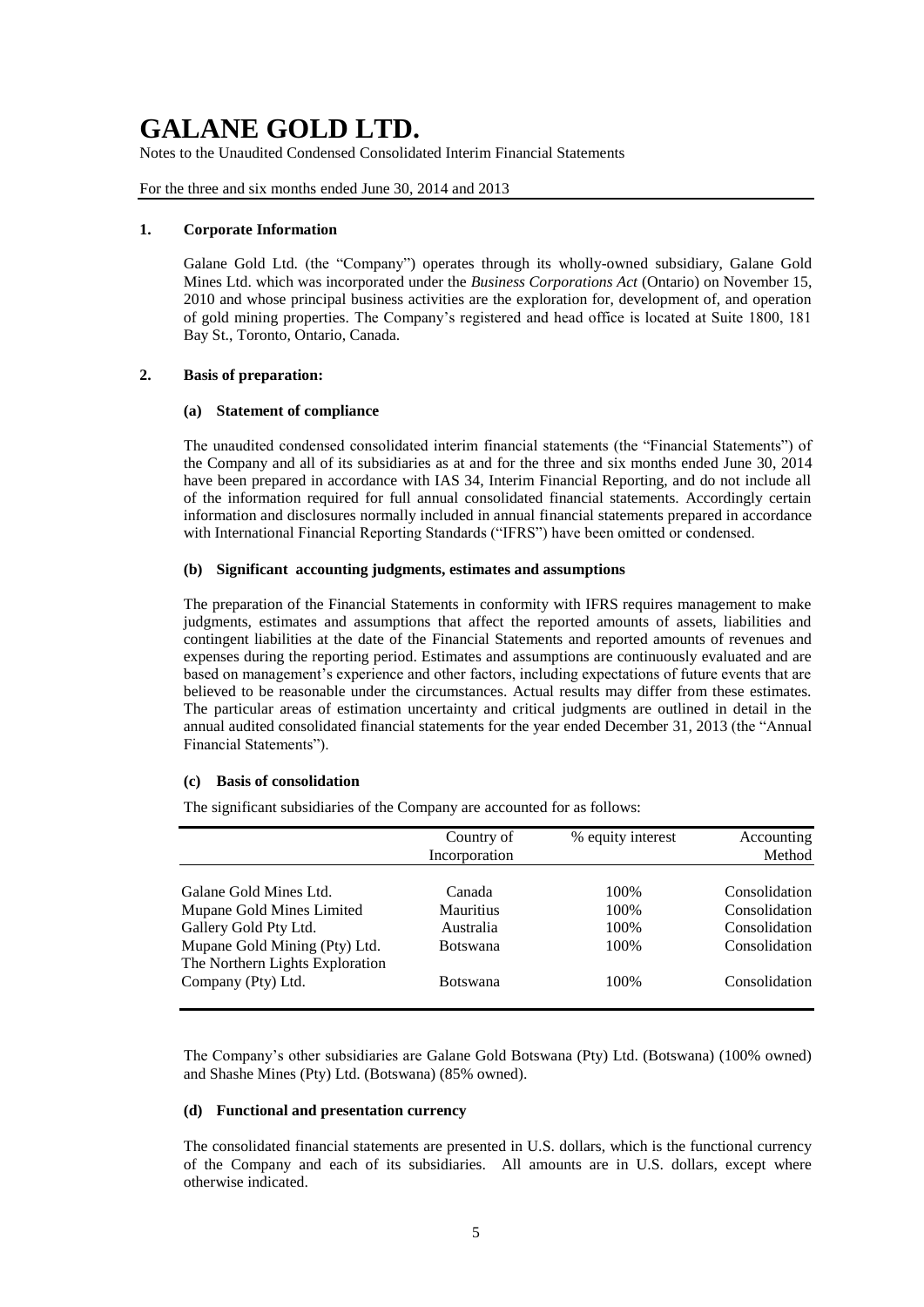# GALANE GOLD LTD.

Notes to the Unaudited Condensed Consolidated Interim Financial Statements

For the three and six months ended June 30, 2014 and 2013

## 1. Corporate Information

Galane Gold Ltd. (the "Company") operates through its wholly-owned subsidiary, Galane Gold Mines Ltd. which was incorporated under the *Business Corporations Act* (Ontario) on November 15, 2010 and whose principal business activities are the exploration for, development of, and operation of gold mining properties. The Company's registered and head office is located at Suite 1800, 181 Bay St., Toronto, Ontario, Canada.

## 2. Basis of preparation:

### (a) Statement of compliance

The unaudited condensed consolidated interim financial statements (the "Financial Statements") of the Company and all of its subsidiaries as at and for the three and six months ended June 30, 2014 have been prepared in accordance with IAS 34, Interim Financial Reporting, and do not include all of the information required for full annual consolidated financial statements. Accordingly certain information and disclosures normally included in annual financial statements prepared in accordance with International Financial Reporting Standards ("IFRS") have been omitted or condensed.

### (b) Significant accounting judgments, estimates and assumptions

The preparation of the Financial Statements in conformity with IFRS requires management to make judgments, estimates and assumptions that affect the reported amounts of assets, liabilities and contingent liabilities at the date of the Financial Statements and reported amounts of revenues and expenses during the reporting period. Estimates and assumptions are continuously evaluated and are based on management's experience and other factors, including expectations of future events that are believed to be reasonable under the circumstances. Actual results may differ from these estimates. The particular areas of estimation uncertainty and critical judgments are outlined in detail in the annual audited consolidated financial statements for the year ended December 31, 2013 (the "Annual Financial Statements").

### (c) Basis of consolidation

The significant subsidiaries of the Company are accounted for as follows:

| | Country of Incorporation | % equity interest | Accounting Method |
|---|---|---|---|
| Galane Gold Mines Ltd. | Canada | 100% | Consolidation |
| Mupane Gold Mines Limited | Mauritius | 100% | Consolidation |
| Gallery Gold Pty Ltd. | Australia | 100% | Consolidation |
| Mupane Gold Mining (Pty) Ltd. | Botswana | 100% | Consolidation |
| The Northern Lights Exploration Company (Pty) Ltd. | Botswana | 100% | Consolidation |

The Company's other subsidiaries are Galane Gold Botswana (Pty) Ltd. (Botswana) (100% owned) and Shashe Mines (Pty) Ltd. (Botswana) (85% owned).

### (d) Functional and presentation currency

The consolidated financial statements are presented in U.S. dollars, which is the functional currency of the Company and each of its subsidiaries. All amounts are in U.S. dollars, except where otherwise indicated.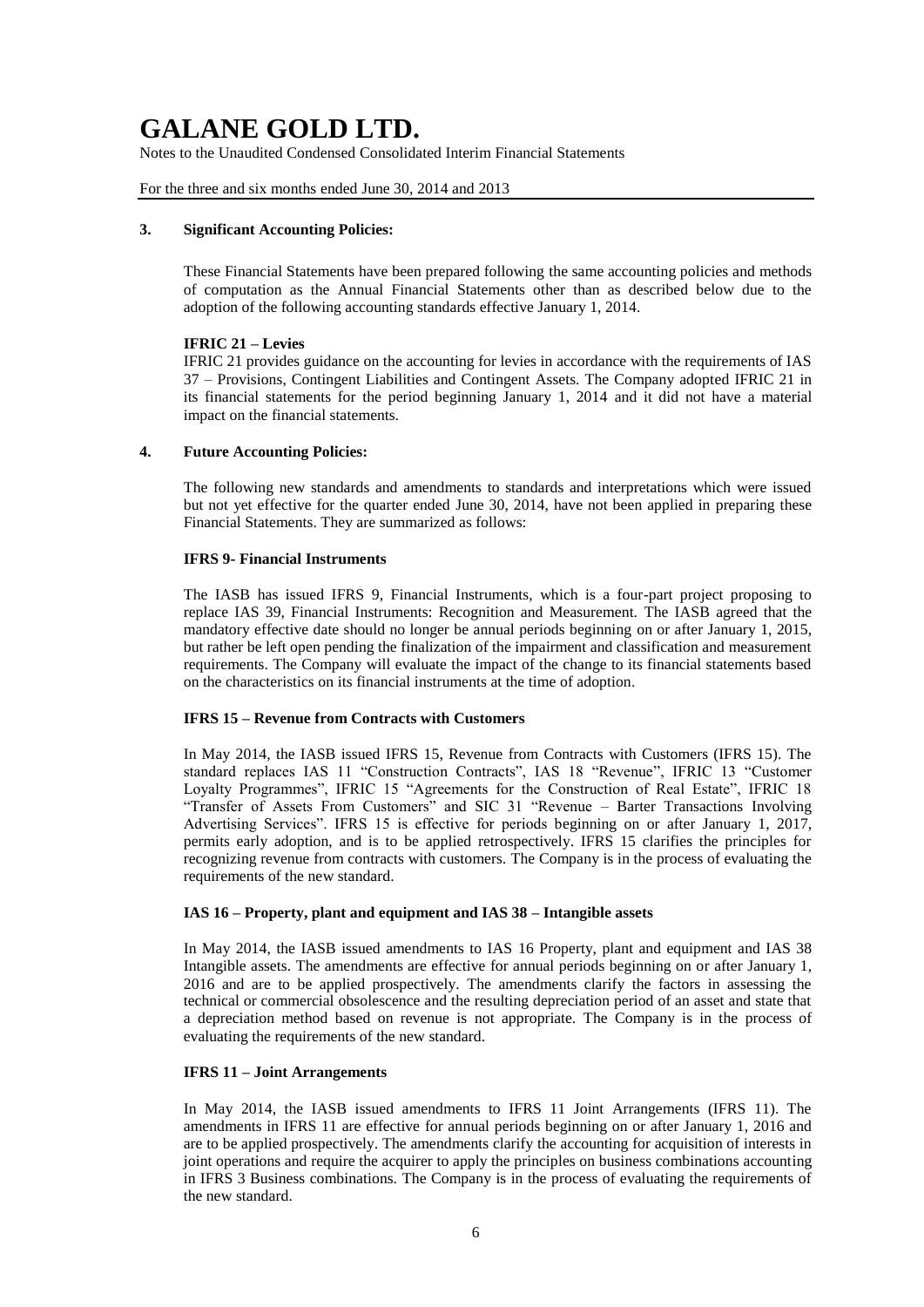# GALANE GOLD LTD.

Notes to the Unaudited Condensed Consolidated Interim Financial Statements

For the three and six months ended June 30, 2014 and 2013

## 3. Significant Accounting Policies:

These Financial Statements have been prepared following the same accounting policies and methods of computation as the Annual Financial Statements other than as described below due to the adoption of the following accounting standards effective January 1, 2014.

**IFRIC 21 – Levies**

IFRIC 21 provides guidance on the accounting for levies in accordance with the requirements of IAS 37 – Provisions, Contingent Liabilities and Contingent Assets. The Company adopted IFRIC 21 in its financial statements for the period beginning January 1, 2014 and it did not have a material impact on the financial statements.

## 4. Future Accounting Policies:

The following new standards and amendments to standards and interpretations which were issued but not yet effective for the quarter ended June 30, 2014, have not been applied in preparing these Financial Statements. They are summarized as follows:

**IFRS 9- Financial Instruments**

The IASB has issued IFRS 9, Financial Instruments, which is a four-part project proposing to replace IAS 39, Financial Instruments: Recognition and Measurement. The IASB agreed that the mandatory effective date should no longer be annual periods beginning on or after January 1, 2015, but rather be left open pending the finalization of the impairment and classification and measurement requirements. The Company will evaluate the impact of the change to its financial statements based on the characteristics on its financial instruments at the time of adoption.

**IFRS 15 – Revenue from Contracts with Customers**

In May 2014, the IASB issued IFRS 15, Revenue from Contracts with Customers (IFRS 15). The standard replaces IAS 11 "Construction Contracts", IAS 18 "Revenue", IFRIC 13 "Customer Loyalty Programmes", IFRIC 15 "Agreements for the Construction of Real Estate", IFRIC 18 "Transfer of Assets From Customers" and SIC 31 "Revenue – Barter Transactions Involving Advertising Services". IFRS 15 is effective for periods beginning on or after January 1, 2017, permits early adoption, and is to be applied retrospectively. IFRS 15 clarifies the principles for recognizing revenue from contracts with customers. The Company is in the process of evaluating the requirements of the new standard.

**IAS 16 – Property, plant and equipment and IAS 38 – Intangible assets**

In May 2014, the IASB issued amendments to IAS 16 Property, plant and equipment and IAS 38 Intangible assets. The amendments are effective for annual periods beginning on or after January 1, 2016 and are to be applied prospectively. The amendments clarify the factors in assessing the technical or commercial obsolescence and the resulting depreciation period of an asset and state that a depreciation method based on revenue is not appropriate. The Company is in the process of evaluating the requirements of the new standard.

**IFRS 11 – Joint Arrangements**

In May 2014, the IASB issued amendments to IFRS 11 Joint Arrangements (IFRS 11). The amendments in IFRS 11 are effective for annual periods beginning on or after January 1, 2016 and are to be applied prospectively. The amendments clarify the accounting for acquisition of interests in joint operations and require the acquirer to apply the principles on business combinations accounting in IFRS 3 Business combinations. The Company is in the process of evaluating the requirements of the new standard.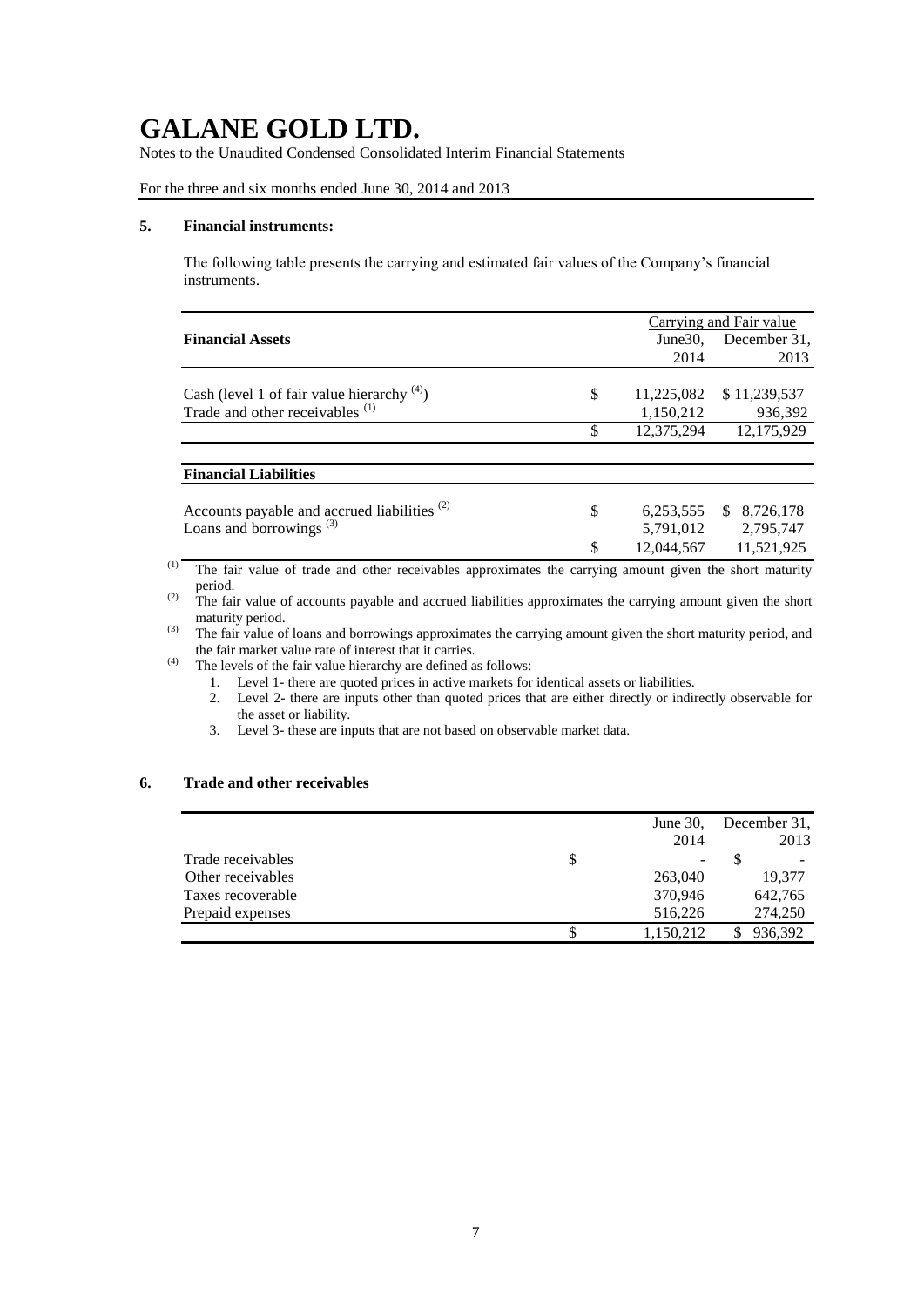# GALANE GOLD LTD.

Notes to the Unaudited Condensed Consolidated Interim Financial Statements

For the three and six months ended June 30, 2014 and 2013

## 5. Financial instruments:

The following table presents the carrying and estimated fair values of the Company's financial instruments.

| | | Carrying and Fair value | |
|---|---|---|---|
| **Financial Assets** | | June30, 2014 | December 31, 2013 |
| Cash (level 1 of fair value hierarchy [(4)]) | $ | 11,225,082 | $ 11,239,537 |
| Trade and other receivables [(1)] | | 1,150,212 | 936,392 |
| | $ | 12,375,294 | 12,175,929 |
| **Financial Liabilities** | | | |
| Accounts payable and accrued liabilities [(2)] | $ | 6,253,555 | $ 8,726,178 |
| Loans and borrowings [(3)] | | 5,791,012 | 2,795,747 |
| | $ | 12,044,567 | 11,521,925 |

[(1)] The fair value of trade and other receivables approximates the carrying amount given the short maturity period.

[(2)] The fair value of accounts payable and accrued liabilities approximates the carrying amount given the short maturity period.

[(3)] The fair value of loans and borrowings approximates the carrying amount given the short maturity period, and the fair market value rate of interest that it carries.

[(4)] The levels of the fair value hierarchy are defined as follows:

1. Level 1- there are quoted prices in active markets for identical assets or liabilities.
2. Level 2- there are inputs other than quoted prices that are either directly or indirectly observable for the asset or liability.
3. Level 3- these are inputs that are not based on observable market data.

## 6. Trade and other receivables

| | | June 30, 2014 | December 31, 2013 |
|---|---|---|---|
| Trade receivables | $ | - | $ - |
| Other receivables | | 263,040 | 19,377 |
| Taxes recoverable | | 370,946 | 642,765 |
| Prepaid expenses | | 516,226 | 274,250 |
| | $ | 1,150,212 | $ 936,392 |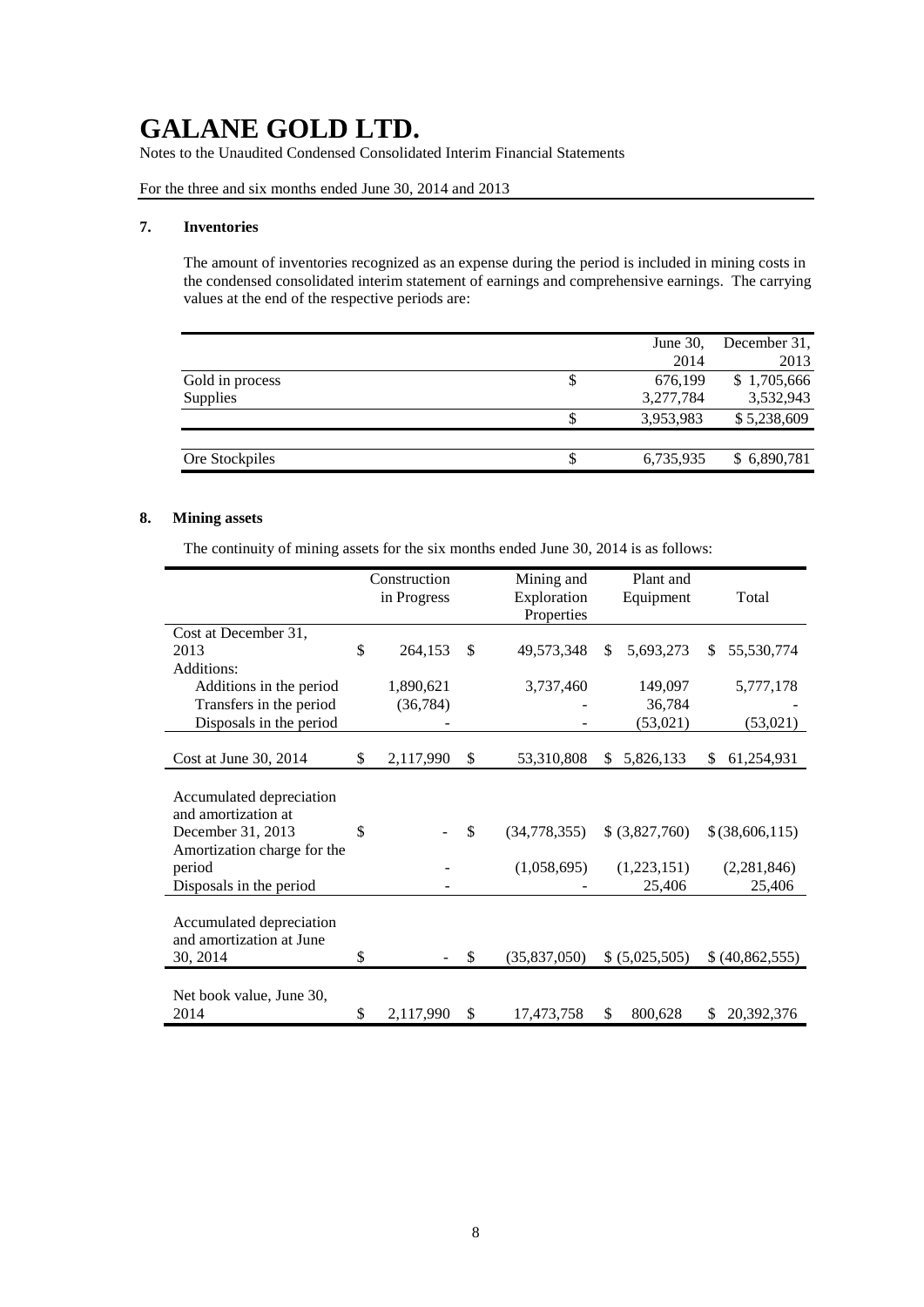# GALANE GOLD LTD.

Notes to the Unaudited Condensed Consolidated Interim Financial Statements

For the three and six months ended June 30, 2014 and 2013

## 7. Inventories

The amount of inventories recognized as an expense during the period is included in mining costs in the condensed consolidated interim statement of earnings and comprehensive earnings. The carrying values at the end of the respective periods are:

| | June 30, 2014 | December 31, 2013 |
|---|---|---|
| Gold in process | $ 676,199 | $ 1,705,666 |
| Supplies | 3,277,784 | 3,532,943 |
| | $ 3,953,983 | $ 5,238,609 |
| | | |
| Ore Stockpiles | $ 6,735,935 | $ 6,890,781 |

## 8. Mining assets

The continuity of mining assets for the six months ended June 30, 2014 is as follows:

| | Construction in Progress | Mining and Exploration Properties | Plant and Equipment | Total |
|---|---|---|---|---|
| Cost at December 31, 2013 | $ 264,153 | $ 49,573,348 | $ 5,693,273 | $ 55,530,774 |
| Additions: | | | | |
| Additions in the period | 1,890,621 | 3,737,460 | 149,097 | 5,777,178 |
| Transfers in the period | (36,784) | - | 36,784 | - |
| Disposals in the period | - | - | (53,021) | (53,021) |
| Cost at June 30, 2014 | $ 2,117,990 | $ 53,310,808 | $ 5,826,133 | $ 61,254,931 |
| Accumulated depreciation and amortization at December 31, 2013 | $ - | $ (34,778,355) | $ (3,827,760) | $ (38,606,115) |
| Amortization charge for the period | - | (1,058,695) | (1,223,151) | (2,281,846) |
| Disposals in the period | - | - | 25,406 | 25,406 |
| Accumulated depreciation and amortization at June 30, 2014 | $ - | $ (35,837,050) | $ (5,025,505) | $ (40,862,555) |
| Net book value, June 30, 2014 | $ 2,117,990 | $ 17,473,758 | $ 800,628 | $ 20,392,376 |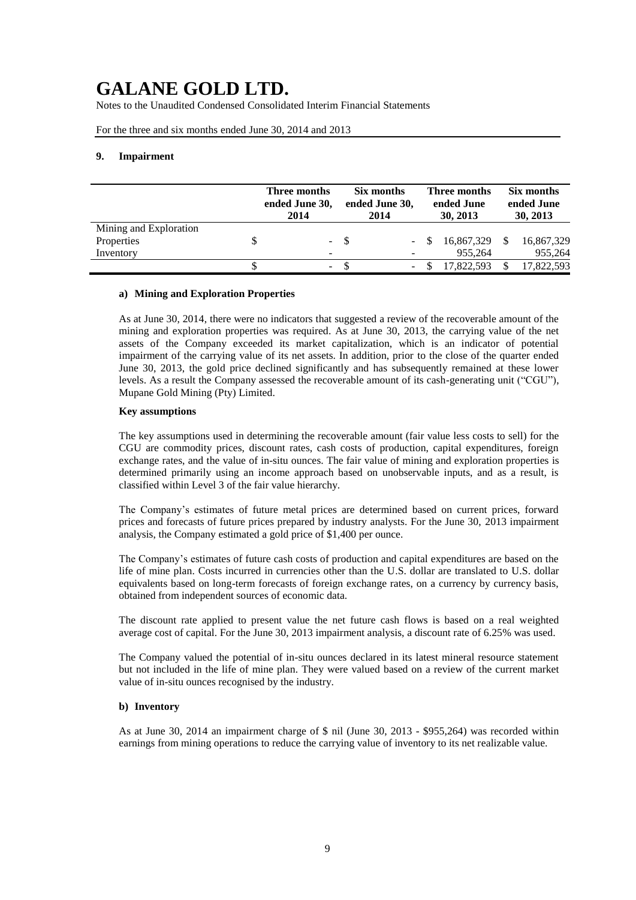# GALANE GOLD LTD.

Notes to the Unaudited Condensed Consolidated Interim Financial Statements

For the three and six months ended June 30, 2014 and 2013

## 9. Impairment

| | Three months ended June 30, 2014 | Six months ended June 30, 2014 | Three months ended June 30, 2013 | Six months ended June 30, 2013 |
|---|---|---|---|---|
| Mining and Exploration Properties | $ - | $ - | $ 16,867,329 | $ 16,867,329 |
| Inventory | - | - | 955,264 | 955,264 |
| | $ - | $ - | $ 17,822,593 | $ 17,822,593 |

### a) Mining and Exploration Properties

As at June 30, 2014, there were no indicators that suggested a review of the recoverable amount of the mining and exploration properties was required. As at June 30, 2013, the carrying value of the net assets of the Company exceeded its market capitalization, which is an indicator of potential impairment of the carrying value of its net assets. In addition, prior to the close of the quarter ended June 30, 2013, the gold price declined significantly and has subsequently remained at these lower levels. As a result the Company assessed the recoverable amount of its cash-generating unit ("CGU"), Mupane Gold Mining (Pty) Limited.

**Key assumptions**

The key assumptions used in determining the recoverable amount (fair value less costs to sell) for the CGU are commodity prices, discount rates, cash costs of production, capital expenditures, foreign exchange rates, and the value of in-situ ounces. The fair value of mining and exploration properties is determined primarily using an income approach based on unobservable inputs, and as a result, is classified within Level 3 of the fair value hierarchy.

The Company's estimates of future metal prices are determined based on current prices, forward prices and forecasts of future prices prepared by industry analysts. For the June 30, 2013 impairment analysis, the Company estimated a gold price of $1,400 per ounce.

The Company's estimates of future cash costs of production and capital expenditures are based on the life of mine plan. Costs incurred in currencies other than the U.S. dollar are translated to U.S. dollar equivalents based on long-term forecasts of foreign exchange rates, on a currency by currency basis, obtained from independent sources of economic data.

The discount rate applied to present value the net future cash flows is based on a real weighted average cost of capital. For the June 30, 2013 impairment analysis, a discount rate of 6.25% was used.

The Company valued the potential of in-situ ounces declared in its latest mineral resource statement but not included in the life of mine plan. They were valued based on a review of the current market value of in-situ ounces recognised by the industry.

### b) Inventory

As at June 30, 2014 an impairment charge of $ nil (June 30, 2013 - $955,264) was recorded within earnings from mining operations to reduce the carrying value of inventory to its net realizable value.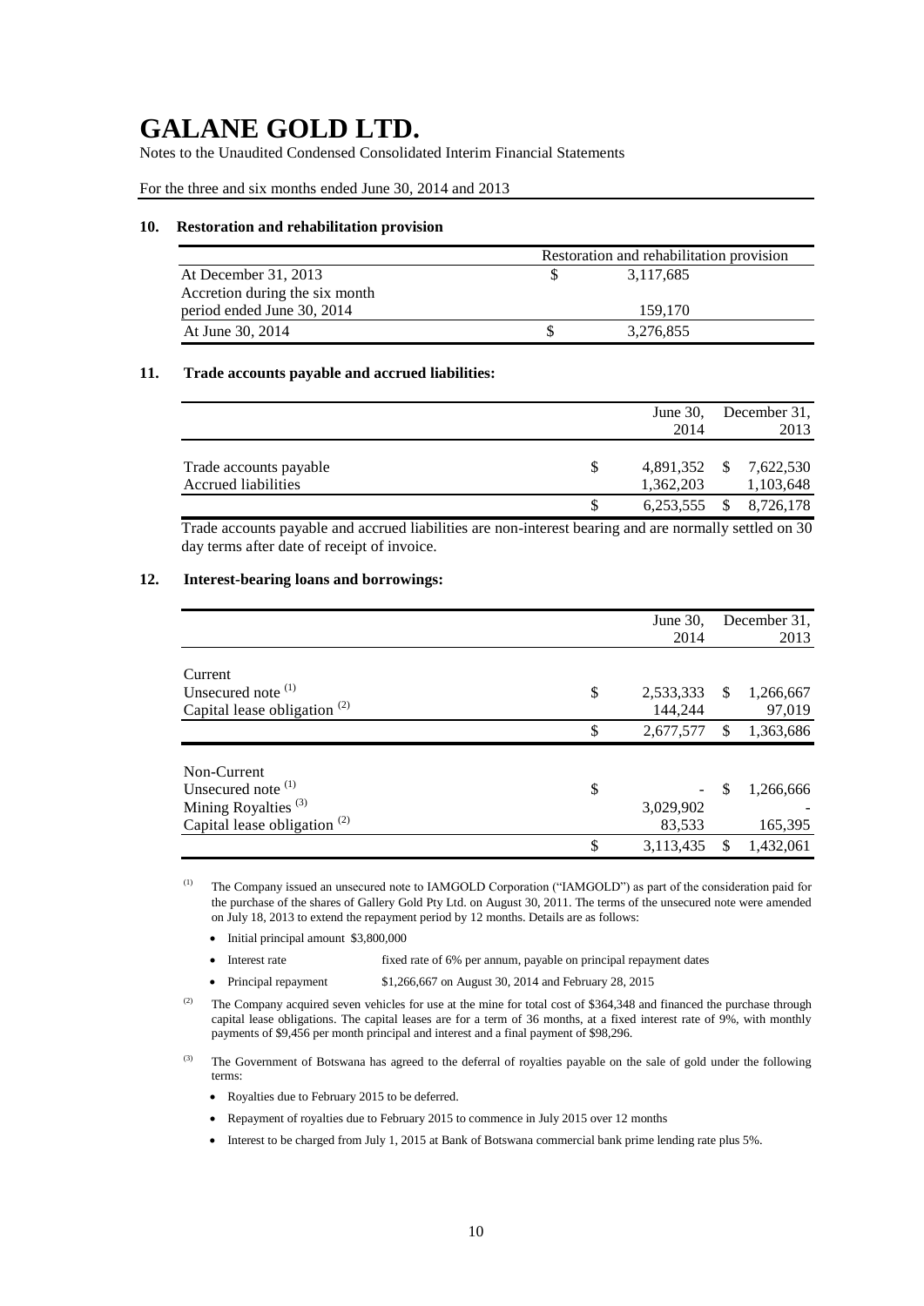# GALANE GOLD LTD.

Notes to the Unaudited Condensed Consolidated Interim Financial Statements

For the three and six months ended June 30, 2014 and 2013

## 10. Restoration and rehabilitation provision

| | Restoration and rehabilitation provision |
|---|---|
| At December 31, 2013 | $ 3,117,685 |
| Accretion during the six month period ended June 30, 2014 | 159,170 |
| At June 30, 2014 | $ 3,276,855 |

## 11. Trade accounts payable and accrued liabilities:

| | June 30, 2014 | December 31, 2013 |
|---|---|---|
| Trade accounts payable | $ 4,891,352 | $ 7,622,530 |
| Accrued liabilities | 1,362,203 | 1,103,648 |
| | $ 6,253,555 | $ 8,726,178 |

Trade accounts payable and accrued liabilities are non-interest bearing and are normally settled on 30 day terms after date of receipt of invoice.

## 12. Interest-bearing loans and borrowings:

| | June 30, 2014 | December 31, 2013 |
|---|---|---|
| Current | | |
| Unsecured note [(1)] | $ 2,533,333 | $ 1,266,667 |
| Capital lease obligation [(2)] | 144,244 | 97,019 |
| | $ 2,677,577 | $ 1,363,686 |
| Non-Current | | |
| Unsecured note [(1)] | $ - | $ 1,266,666 |
| Mining Royalties [(3)] | 3,029,902 | - |
| Capital lease obligation [(2)] | 83,533 | 165,395 |
| | $ 3,113,435 | $ 1,432,061 |

(1) The Company issued an unsecured note to IAMGOLD Corporation ("IAMGOLD") as part of the consideration paid for the purchase of the shares of Gallery Gold Pty Ltd. on August 30, 2011. The terms of the unsecured note were amended on July 18, 2013 to extend the repayment period by 12 months. Details are as follows:

- Initial principal amount $3,800,000
- Interest rate fixed rate of 6% per annum, payable on principal repayment dates
- Principal repayment $1,266,667 on August 30, 2014 and February 28, 2015

(2) The Company acquired seven vehicles for use at the mine for total cost of $364,348 and financed the purchase through capital lease obligations. The capital leases are for a term of 36 months, at a fixed interest rate of 9%, with monthly payments of $9,456 per month principal and interest and a final payment of $98,296.

(3) The Government of Botswana has agreed to the deferral of royalties payable on the sale of gold under the following terms:

- Royalties due to February 2015 to be deferred.
- Repayment of royalties due to February 2015 to commence in July 2015 over 12 months
- Interest to be charged from July 1, 2015 at Bank of Botswana commercial bank prime lending rate plus 5%.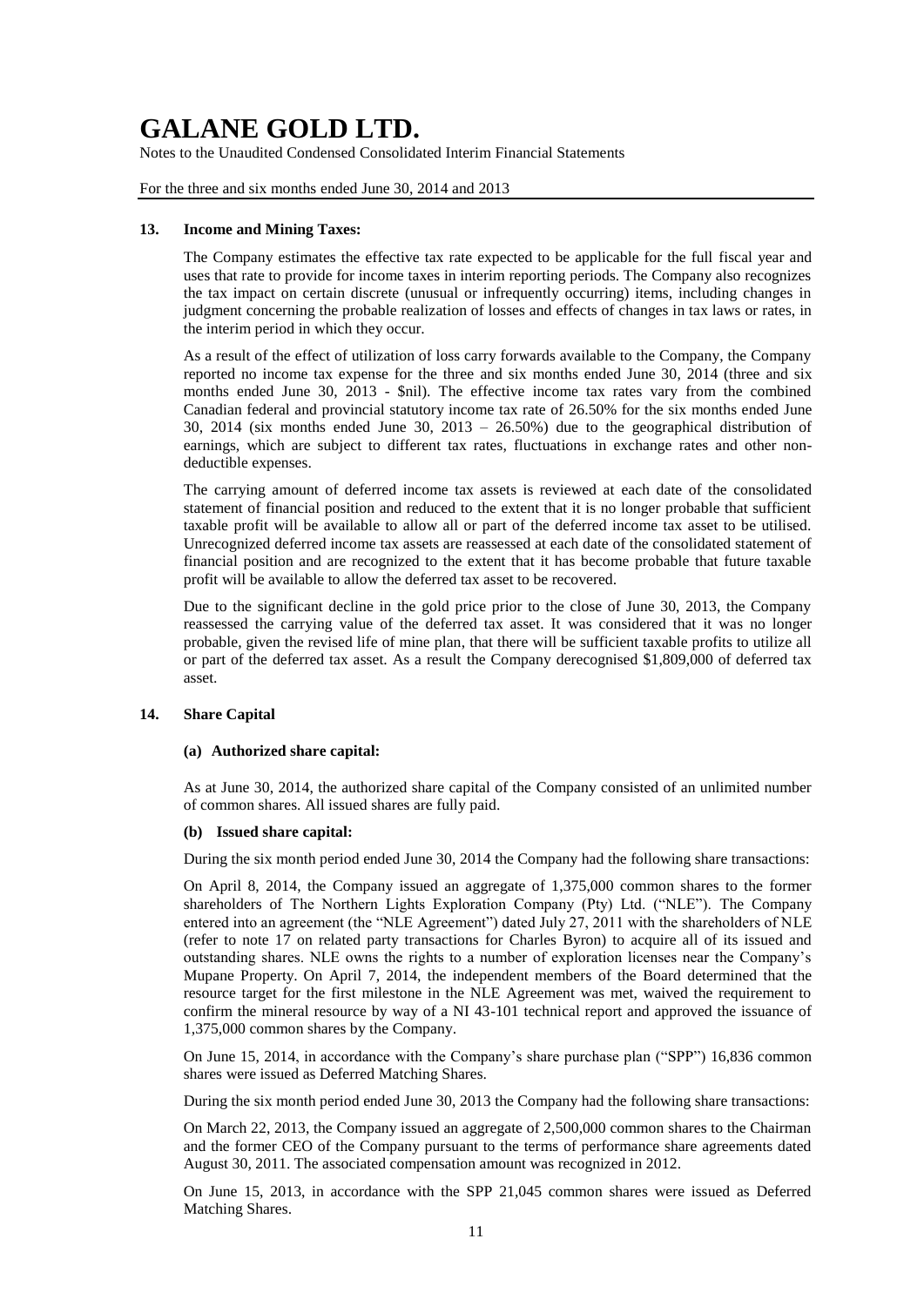### 13. Income and Mining Taxes:

The Company estimates the effective tax rate expected to be applicable for the full fiscal year and uses that rate to provide for income taxes in interim reporting periods. The Company also recognizes the tax impact on certain discrete (unusual or infrequently occurring) items, including changes in judgment concerning the probable realization of losses and effects of changes in tax laws or rates, in the interim period in which they occur.

As a result of the effect of utilization of loss carry forwards available to the Company, the Company reported no income tax expense for the three and six months ended June 30, 2014 (three and six months ended June 30, 2013 - $nil). The effective income tax rates vary from the combined Canadian federal and provincial statutory income tax rate of 26.50% for the six months ended June 30, 2014 (six months ended June 30, 2013 – 26.50%) due to the geographical distribution of earnings, which are subject to different tax rates, fluctuations in exchange rates and other non-deductible expenses.

The carrying amount of deferred income tax assets is reviewed at each date of the consolidated statement of financial position and reduced to the extent that it is no longer probable that sufficient taxable profit will be available to allow all or part of the deferred income tax asset to be utilised. Unrecognized deferred income tax assets are reassessed at each date of the consolidated statement of financial position and are recognized to the extent that it has become probable that future taxable profit will be available to allow the deferred tax asset to be recovered.

Due to the significant decline in the gold price prior to the close of June 30, 2013, the Company reassessed the carrying value of the deferred tax asset. It was considered that it was no longer probable, given the revised life of mine plan, that there will be sufficient taxable profits to utilize all or part of the deferred tax asset. As a result the Company derecognised $1,809,000 of deferred tax asset.

### 14. Share Capital

#### (a) Authorized share capital:

As at June 30, 2014, the authorized share capital of the Company consisted of an unlimited number of common shares. All issued shares are fully paid.

#### (b) Issued share capital:

During the six month period ended June 30, 2014 the Company had the following share transactions:

On April 8, 2014, the Company issued an aggregate of 1,375,000 common shares to the former shareholders of The Northern Lights Exploration Company (Pty) Ltd. ("NLE"). The Company entered into an agreement (the "NLE Agreement") dated July 27, 2011 with the shareholders of NLE (refer to note 17 on related party transactions for Charles Byron) to acquire all of its issued and outstanding shares. NLE owns the rights to a number of exploration licenses near the Company's Mupane Property. On April 7, 2014, the independent members of the Board determined that the resource target for the first milestone in the NLE Agreement was met, waived the requirement to confirm the mineral resource by way of a NI 43-101 technical report and approved the issuance of 1,375,000 common shares by the Company.

On June 15, 2014, in accordance with the Company's share purchase plan ("SPP") 16,836 common shares were issued as Deferred Matching Shares.

During the six month period ended June 30, 2013 the Company had the following share transactions:

On March 22, 2013, the Company issued an aggregate of 2,500,000 common shares to the Chairman and the former CEO of the Company pursuant to the terms of performance share agreements dated August 30, 2011. The associated compensation amount was recognized in 2012.

On June 15, 2013, in accordance with the SPP 21,045 common shares were issued as Deferred Matching Shares.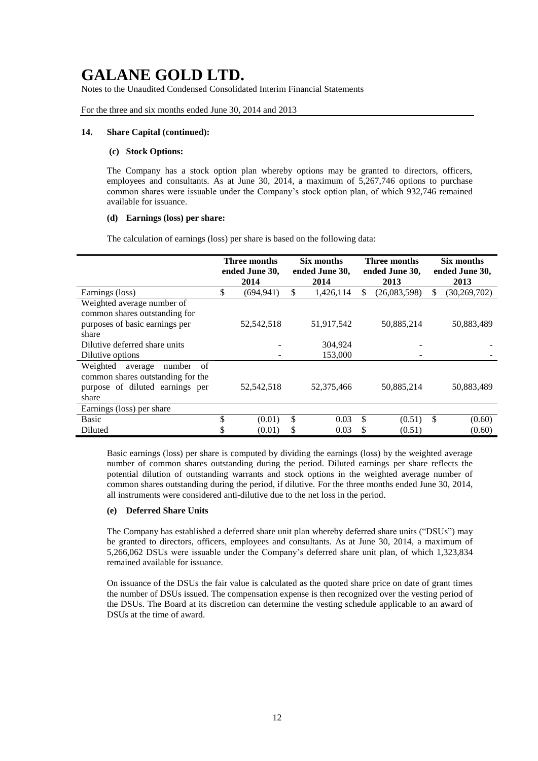# GALANE GOLD LTD.

Notes to the Unaudited Condensed Consolidated Interim Financial Statements

For the three and six months ended June 30, 2014 and 2013

### 14. Share Capital (continued):

#### (c) Stock Options:

The Company has a stock option plan whereby options may be granted to directors, officers, employees and consultants. As at June 30, 2014, a maximum of 5,267,746 options to purchase common shares were issuable under the Company's stock option plan, of which 932,746 remained available for issuance.

#### (d) Earnings (loss) per share:

The calculation of earnings (loss) per share is based on the following data:

| | Three months ended June 30, 2014 | Six months ended June 30, 2014 | Three months ended June 30, 2013 | Six months ended June 30, 2013 |
|---|---|---|---|---|
| Earnings (loss) | $ (694,941) | $ 1,426,114 | $ (26,083,598) | $ (30,269,702) |
| Weighted average number of common shares outstanding for purposes of basic earnings per share | 52,542,518 | 51,917,542 | 50,885,214 | 50,883,489 |
| Dilutive deferred share units | - | 304,924 | - | - |
| Dilutive options | - | 153,000 | - | - |
| Weighted average number of common shares outstanding for the purpose of diluted earnings per share | 52,542,518 | 52,375,466 | 50,885,214 | 50,883,489 |
| Earnings (loss) per share | | | | |
| Basic | $ (0.01) | $ 0.03 | $ (0.51) | $ (0.60) |
| Diluted | $ (0.01) | $ 0.03 | $ (0.51) | (0.60) |

Basic earnings (loss) per share is computed by dividing the earnings (loss) by the weighted average number of common shares outstanding during the period. Diluted earnings per share reflects the potential dilution of outstanding warrants and stock options in the weighted average number of common shares outstanding during the period, if dilutive. For the three months ended June 30, 2014, all instruments were considered anti-dilutive due to the net loss in the period.

#### (e) Deferred Share Units

The Company has established a deferred share unit plan whereby deferred share units ("DSUs") may be granted to directors, officers, employees and consultants. As at June 30, 2014, a maximum of 5,266,062 DSUs were issuable under the Company's deferred share unit plan, of which 1,323,834 remained available for issuance.

On issuance of the DSUs the fair value is calculated as the quoted share price on date of grant times the number of DSUs issued. The compensation expense is then recognized over the vesting period of the DSUs. The Board at its discretion can determine the vesting schedule applicable to an award of DSUs at the time of award.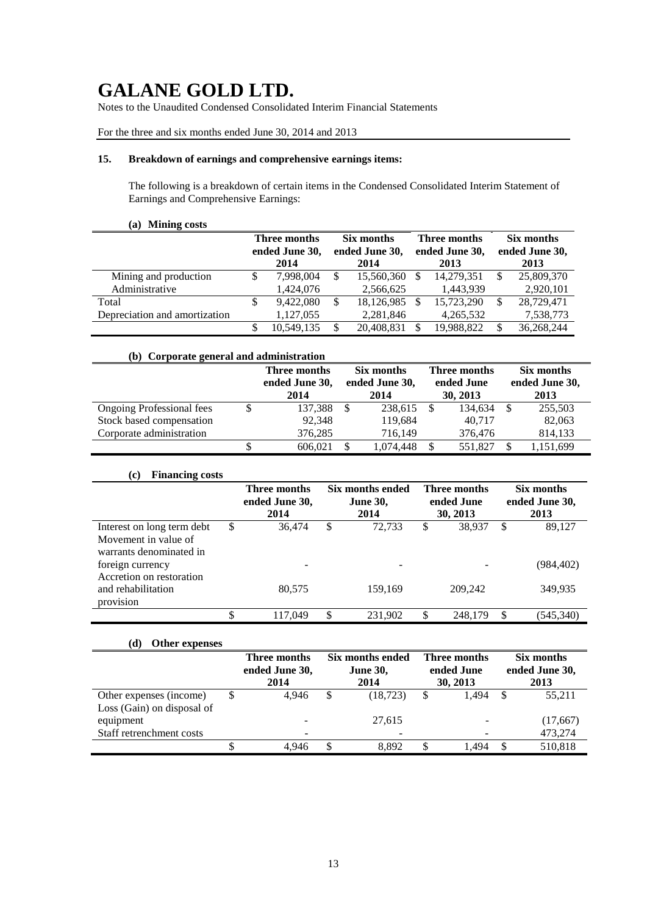# GALANE GOLD LTD.

Notes to the Unaudited Condensed Consolidated Interim Financial Statements

For the three and six months ended June 30, 2014 and 2013

### 15. Breakdown of earnings and comprehensive earnings items:

The following is a breakdown of certain items in the Condensed Consolidated Interim Statement of Earnings and Comprehensive Earnings:

**(a) Mining costs**

| | Three months ended June 30, 2014 | Six months ended June 30, 2014 | Three months ended June 30, 2013 | Six months ended June 30, 2013 |
|---|---|---|---|---|
| Mining and production | $ 7,998,004 | $ 15,560,360 | $ 14,279,351 | $ 25,809,370 |
| Administrative | 1,424,076 | 2,566,625 | 1,443,939 | 2,920,101 |
| Total | $ 9,422,080 | $ 18,126,985 | $ 15,723,290 | $ 28,729,471 |
| Depreciation and amortization | 1,127,055 | 2,281,846 | 4,265,532 | 7,538,773 |
| | $ 10,549,135 | $ 20,408,831 | $ 19,988,822 | $ 36,268,244 |

**(b) Corporate general and administration**

| | Three months ended June 30, 2014 | Six months ended June 30, 2014 | Three months ended June 30, 2013 | Six months ended June 30, 2013 |
|---|---|---|---|---|
| Ongoing Professional fees | $ 137,388 | $ 238,615 | $ 134,634 | $ 255,503 |
| Stock based compensation | 92,348 | 119,684 | 40,717 | 82,063 |
| Corporate administration | 376,285 | 716,149 | 376,476 | 814,133 |
| | $ 606,021 | $ 1,074,448 | $ 551,827 | $ 1,151,699 |

**(c) Financing costs**

| | Three months ended June 30, 2014 | Six months ended June 30, 2014 | Three months ended June 30, 2013 | Six months ended June 30, 2013 |
|---|---|---|---|---|
| Interest on long term debt | $ 36,474 | $ 72,733 | $ 38,937 | $ 89,127 |
| Movement in value of warrants denominated in foreign currency | - | - | - | (984,402) |
| Accretion on restoration and rehabilitation provision | 80,575 | 159,169 | 209,242 | 349,935 |
| | $ 117,049 | $ 231,902 | $ 248,179 | $ (545,340) |

**(d) Other expenses**

| | Three months ended June 30, 2014 | Six months ended June 30, 2014 | Three months ended June 30, 2013 | Six months ended June 30, 2013 |
|---|---|---|---|---|
| Other expenses (income) | $ 4,946 | $ (18,723) | $ 1,494 | $ 55,211 |
| Loss (Gain) on disposal of equipment | - | 27,615 | - | (17,667) |
| Staff retrenchment costs | - | - | - | 473,274 |
| | $ 4,946 | $ 8,892 | $ 1,494 | $ 510,818 |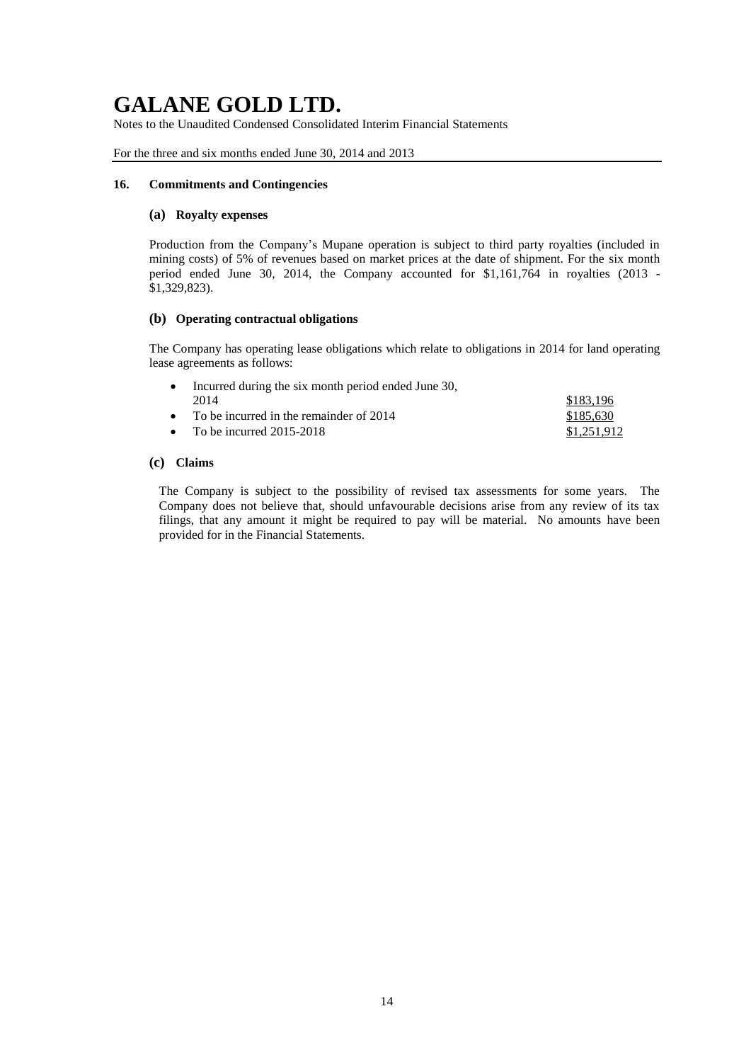## 16. Commitments and Contingencies

### (a) Royalty expenses

Production from the Company's Mupane operation is subject to third party royalties (included in mining costs) of 5% of revenues based on market prices at the date of shipment. For the six month period ended June 30, 2014, the Company accounted for $1,161,764 in royalties (2013 - $1,329,823).

### (b) Operating contractual obligations

The Company has operating lease obligations which relate to obligations in 2014 for land operating lease agreements as follows:

| | |
|---|---|
| • Incurred during the six month period ended June 30, 2014 | $183,196 |
| • To be incurred in the remainder of 2014 | $185,630 |
| • To be incurred 2015-2018 | $1,251,912 |

### (c) Claims

The Company is subject to the possibility of revised tax assessments for some years. The Company does not believe that, should unfavourable decisions arise from any review of its tax filings, that any amount it might be required to pay will be material. No amounts have been provided for in the Financial Statements.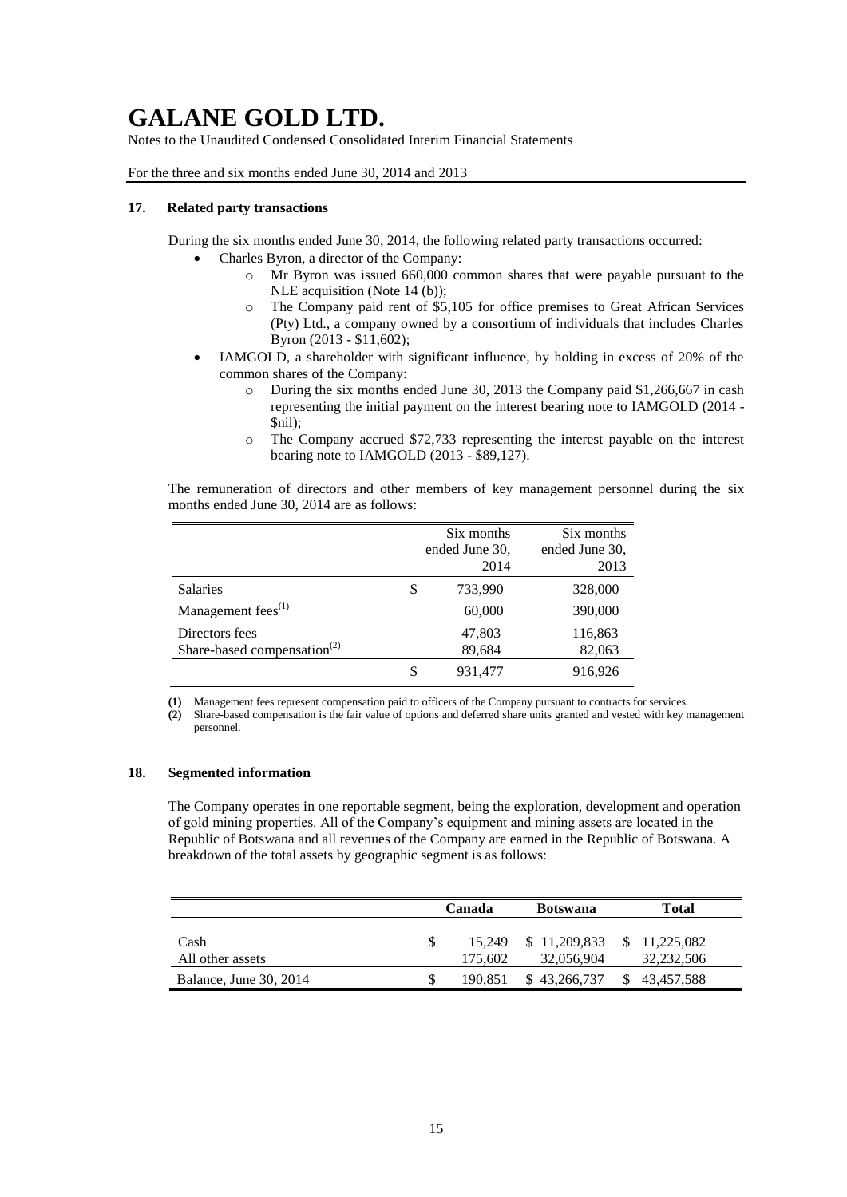# GALANE GOLD LTD.

Notes to the Unaudited Condensed Consolidated Interim Financial Statements

For the three and six months ended June 30, 2014 and 2013

## 17. Related party transactions

During the six months ended June 30, 2014, the following related party transactions occurred:

- Charles Byron, a director of the Company:
  - Mr Byron was issued 660,000 common shares that were payable pursuant to the NLE acquisition (Note 14 (b));
  - The Company paid rent of $5,105 for office premises to Great African Services (Pty) Ltd., a company owned by a consortium of individuals that includes Charles Byron (2013 - $11,602);
- IAMGOLD, a shareholder with significant influence, by holding in excess of 20% of the common shares of the Company:
  - During the six months ended June 30, 2013 the Company paid $1,266,667 in cash representing the initial payment on the interest bearing note to IAMGOLD (2014 - $nil);
  - The Company accrued $72,733 representing the interest payable on the interest bearing note to IAMGOLD (2013 - $89,127).

The remuneration of directors and other members of key management personnel during the six months ended June 30, 2014 are as follows:

| | Six months ended June 30, 2014 | Six months ended June 30, 2013 |
|---|---|---|
| Salaries | $ 733,990 | 328,000 |
| Management fees(1) | 60,000 | 390,000 |
| Directors fees | 47,803 | 116,863 |
| Share-based compensation(2) | 89,684 | 82,063 |
| | $ 931,477 | 916,926 |

**(1)** Management fees represent compensation paid to officers of the Company pursuant to contracts for services.
**(2)** Share-based compensation is the fair value of options and deferred share units granted and vested with key management personnel.

## 18. Segmented information

The Company operates in one reportable segment, being the exploration, development and operation of gold mining properties. All of the Company's equipment and mining assets are located in the Republic of Botswana and all revenues of the Company are earned in the Republic of Botswana. A breakdown of the total assets by geographic segment is as follows:

| | Canada | Botswana | Total |
|---|---|---|---|
| Cash | $ 15,249 | $ 11,209,833 | $ 11,225,082 |
| All other assets | 175,602 | 32,056,904 | 32,232,506 |
| Balance, June 30, 2014 | $ 190,851 | $ 43,266,737 | $ 43,457,588 |